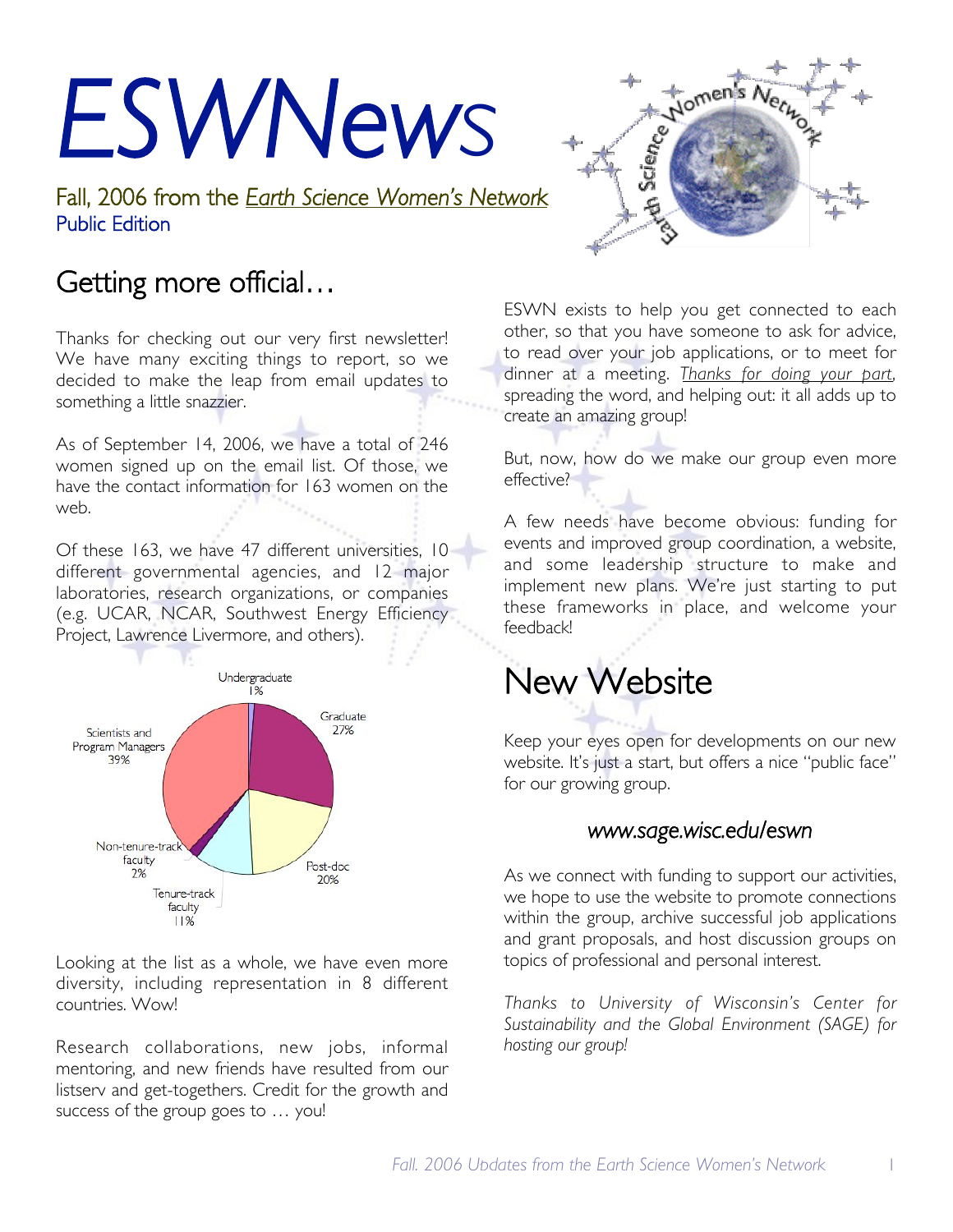# ESWNews

Fall, 2006 from the *Earth Science Women's Network*
Public Edition

## Getting more official…

Thanks for checking out our very first newsletter! We have many exciting things to report, so we decided to make the leap from email updates to something a little snazzier.

As of September 14, 2006, we have a total of 246 women signed up on the email list. Of those, we have the contact information for 163 women on the web.

Of these 163, we have 47 different universities, 10 different governmental agencies, and 12 major laboratories, research organizations, or companies (e.g. UCAR, NCAR, Southwest Energy Efficiency Project, Lawrence Livermore, and others).

Undergraduate 1%
Graduate 27%
Post-doc 20%
Tenure-track faculty 11%
Non-tenure-track faculty 2%
Scientists and Program Managers 39%

Looking at the list as a whole, we have even more diversity, including representation in 8 different countries. Wow!

Research collaborations, new jobs, informal mentoring, and new friends have resulted from our listserv and get-togethers. Credit for the growth and success of the group goes to … you!

ESWN exists to help you get connected to each other, so that you have someone to ask for advice, to read over your job applications, or to meet for dinner at a meeting. *Thanks for doing your part*, spreading the word, and helping out: it all adds up to create an amazing group!

But, now, how do we make our group even more effective?

A few needs have become obvious: funding for events and improved group coordination, a website, and some leadership structure to make and implement new plans. We're just starting to put these frameworks in place, and welcome your feedback!

## New Website

Keep your eyes open for developments on our new website. It's just a start, but offers a nice "public face" for our growing group.

### *www.sage.wisc.edu/eswn*

As we connect with funding to support our activities, we hope to use the website to promote connections within the group, archive successful job applications and grant proposals, and host discussion groups on topics of professional and personal interest.

*Thanks to University of Wisconsin's Center for Sustainability and the Global Environment (SAGE) for hosting our group!*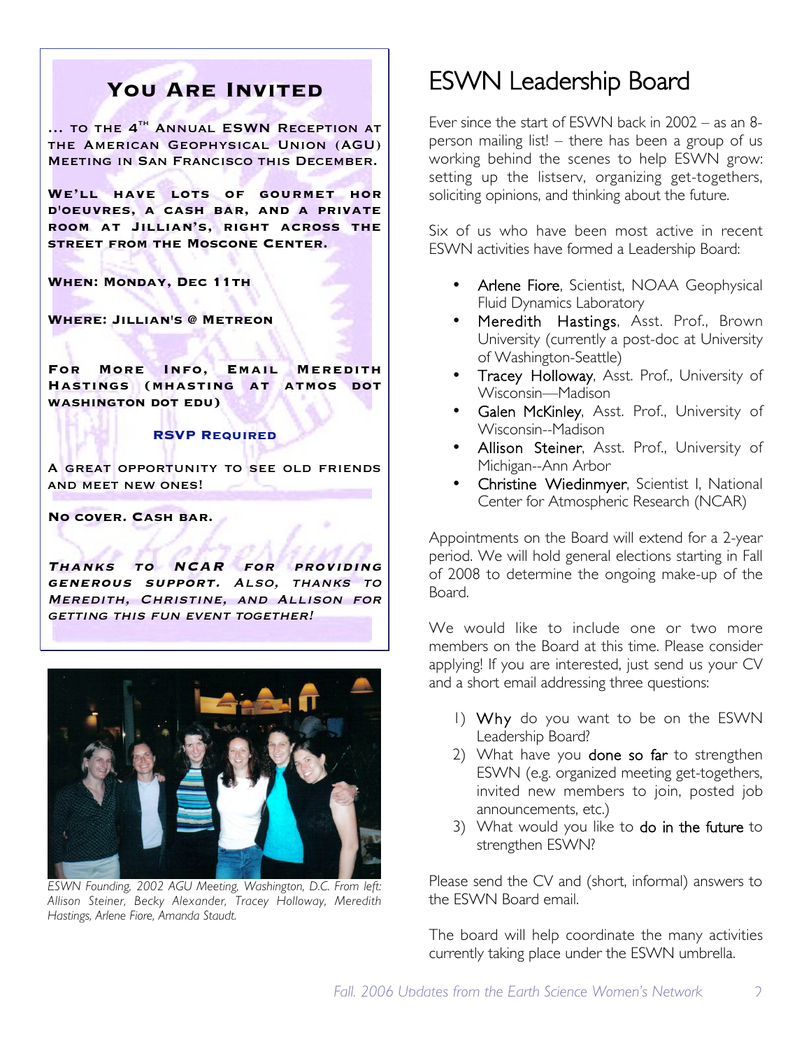## You Are Invited

... to the 4th Annual ESWN Reception at the American Geophysical Union (AGU) Meeting in San Francisco this December.

We'll have lots of gourmet hor d'oeuvres, a cash bar, and a private room at Jillian's, right across the street from the Moscone Center.

**When: Monday, Dec 11th**

**Where: Jillian's @ Metreon**

For more info, email Meredith Hastings (mhasting at atmos dot washington dot edu)

**RSVP Required**

A great opportunity to see old friends and meet new ones!

No cover. Cash bar.

*Thanks to NCAR for providing generous support. Also, thanks to Meredith, Christine, and Allison for getting this fun event together!*

*ESWN Founding, 2002 AGU Meeting, Washington, D.C. From left: Allison Steiner, Becky Alexander, Tracey Holloway, Meredith Hastings, Arlene Fiore, Amanda Staudt.*

# ESWN Leadership Board

Ever since the start of ESWN back in 2002 – as an 8-person mailing list! – there has been a group of us working behind the scenes to help ESWN grow: setting up the listserv, organizing get-togethers, soliciting opinions, and thinking about the future.

Six of us who have been most active in recent ESWN activities have formed a Leadership Board:

- Arlene Fiore, Scientist, NOAA Geophysical Fluid Dynamics Laboratory
- Meredith Hastings, Asst. Prof., Brown University (currently a post-doc at University of Washington-Seattle)
- Tracey Holloway, Asst. Prof., University of Wisconsin—Madison
- Galen McKinley, Asst. Prof., University of Wisconsin--Madison
- Allison Steiner, Asst. Prof., University of Michigan--Ann Arbor
- Christine Wiedinmyer, Scientist I, National Center for Atmospheric Research (NCAR)

Appointments on the Board will extend for a 2-year period. We will hold general elections starting in Fall of 2008 to determine the ongoing make-up of the Board.

We would like to include one or two more members on the Board at this time. Please consider applying! If you are interested, just send us your CV and a short email addressing three questions:

1) Why do you want to be on the ESWN Leadership Board?
2) What have you done so far to strengthen ESWN (e.g. organized meeting get-togethers, invited new members to join, posted job announcements, etc.)
3) What would you like to do in the future to strengthen ESWN?

Please send the CV and (short, informal) answers to the ESWN Board email.

The board will help coordinate the many activities currently taking place under the ESWN umbrella.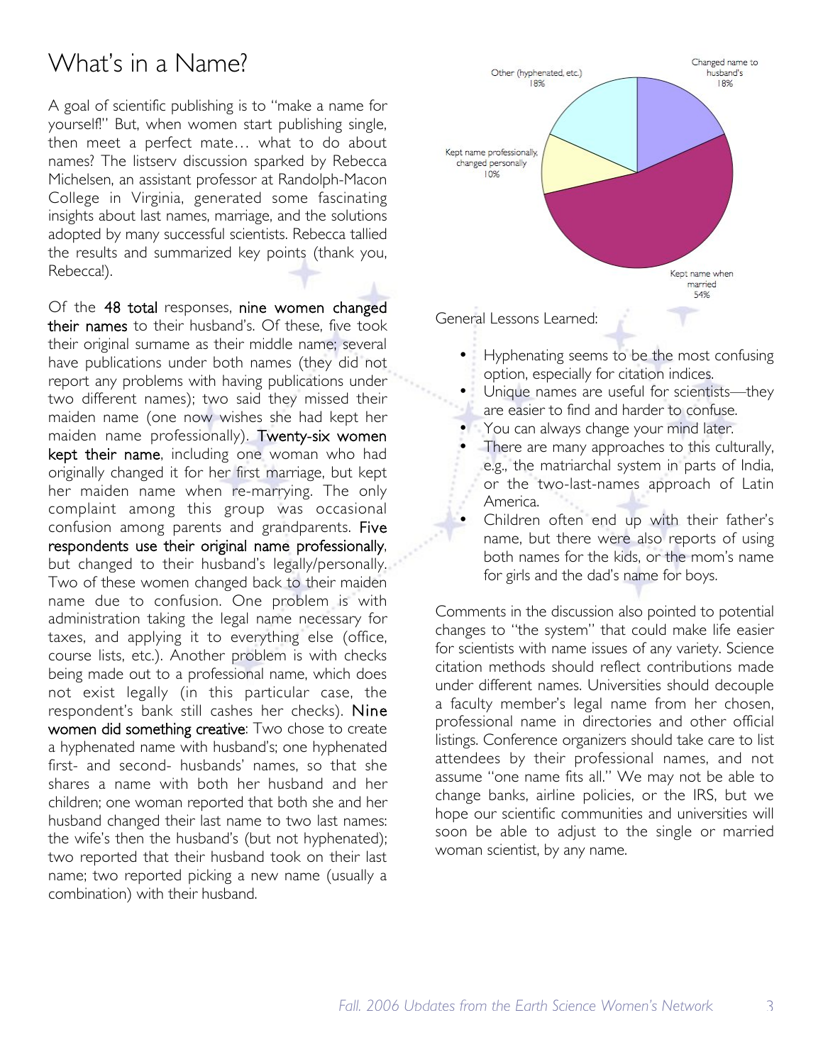# What's in a Name?

A goal of scientific publishing is to "make a name for yourself!" But, when women start publishing single, then meet a perfect mate… what to do about names? The listserv discussion sparked by Rebecca Michelsen, an assistant professor at Randolph-Macon College in Virginia, generated some fascinating insights about last names, marriage, and the solutions adopted by many successful scientists. Rebecca tallied the results and summarized key points (thank you, Rebecca!).

Of the **48 total** responses, **nine women changed their names** to their husband's. Of these, five took their original surname as their middle name; several have publications under both names (they did not report any problems with having publications under two different names); two said they missed their maiden name (one now wishes she had kept her maiden name professionally). **Twenty-six women kept their name**, including one woman who had originally changed it for her first marriage, but kept her maiden name when re-marrying. The only complaint among this group was occasional confusion among parents and grandparents. **Five respondents use their original name professionally**, but changed to their husband's legally/personally. Two of these women changed back to their maiden name due to confusion. One problem is with administration taking the legal name necessary for taxes, and applying it to everything else (office, course lists, etc.). Another problem is with checks being made out to a professional name, which does not exist legally (in this particular case, the respondent's bank still cashes her checks). **Nine women did something creative**: Two chose to create a hyphenated name with husband's; one hyphenated first- and second- husbands' names, so that she shares a name with both her husband and her children; one woman reported that both she and her husband changed their last name to two last names: the wife's then the husband's (but not hyphenated); two reported that their husband took on their last name; two reported picking a new name (usually a combination) with their husband.

| Category | Percentage |
|---|---|
| Changed name to husband's | 18% |
| Kept name when married | 54% |
| Kept name professionally, changed personally | 10% |
| Other (hyphenated, etc.) | 18% |

General Lessons Learned:

- Hyphenating seems to be the most confusing option, especially for citation indices.
- Unique names are useful for scientists—they are easier to find and harder to confuse.
- You can always change your mind later.
- There are many approaches to this culturally, e.g., the matriarchal system in parts of India, or the two-last-names approach of Latin America.
- Children often end up with their father's name, but there were also reports of using both names for the kids, or the mom's name for girls and the dad's name for boys.

Comments in the discussion also pointed to potential changes to "the system" that could make life easier for scientists with name issues of any variety. Science citation methods should reflect contributions made under different names. Universities should decouple a faculty member's legal name from her chosen, professional name in directories and other official listings. Conference organizers should take care to list attendees by their professional names, and not assume "one name fits all." We may not be able to change banks, airline policies, or the IRS, but we hope our scientific communities and universities will soon be able to adjust to the single or married woman scientist, by any name.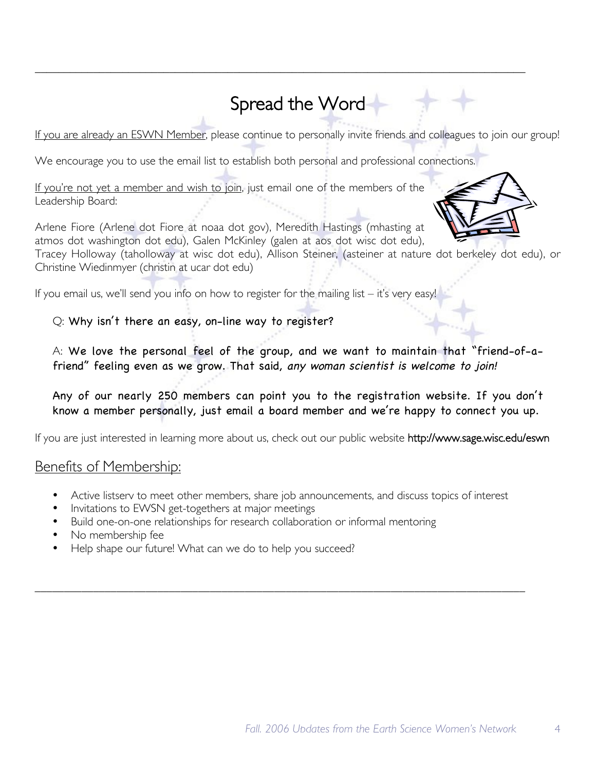# Spread the Word

If you are already an ESWN Member, please continue to personally invite friends and colleagues to join our group!

We encourage you to use the email list to establish both personal and professional connections.

If you're not yet a member and wish to join, just email one of the members of the Leadership Board:

Arlene Fiore (Arlene dot Fiore at noaa dot gov), Meredith Hastings (mhasting at atmos dot washington dot edu), Galen McKinley (galen at aos dot wisc dot edu), Tracey Holloway (taholloway at wisc dot edu), Allison Steiner, (asteiner at nature dot berkeley dot edu), or Christine Wiedinmyer (christin at ucar dot edu)

If you email us, we'll send you info on how to register for the mailing list – it's very easy!

> Q: **Why isn't there an easy, on-line way to register?**
>
> A: **We love the personal feel of the group, and we want to maintain that "friend-of-a-friend" feeling even as we grow. That said, *any woman scientist is welcome to join!***
>
> **Any of our nearly 250 members can point you to the registration website. If you don't know a member personally, just email a board member and we're happy to connect you up.**

If you are just interested in learning more about us, check out our public website **http://www.sage.wisc.edu/eswn**

## Benefits of Membership:

- Active listserv to meet other members, share job announcements, and discuss topics of interest
- Invitations to EWSN get-togethers at major meetings
- Build one-on-one relationships for research collaboration or informal mentoring
- No membership fee
- Help shape our future! What can we do to help you succeed?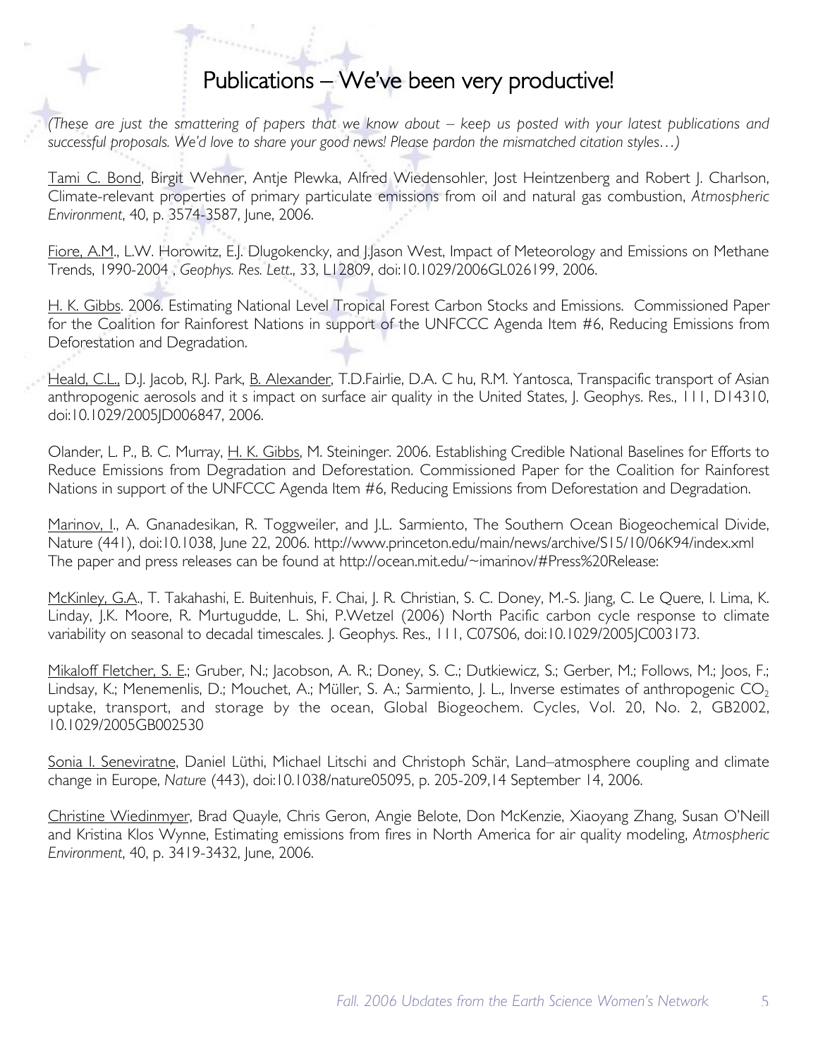# Publications – We've been very productive!

*(These are just the smattering of papers that we know about – keep us posted with your latest publications and successful proposals. We'd love to share your good news! Please pardon the mismatched citation styles…)*

Tami C. Bond, Birgit Wehner, Antje Plewka, Alfred Wiedensohler, Jost Heintzenberg and Robert J. Charlson, Climate-relevant properties of primary particulate emissions from oil and natural gas combustion, *Atmospheric Environment*, 40, p. 3574-3587, June, 2006.

Fiore, A.M., L.W. Horowitz, E.J. Dlugokencky, and J.Jason West, Impact of Meteorology and Emissions on Methane Trends, 1990-2004 , *Geophys. Res. Lett.*, 33, L12809, doi:10.1029/2006GL026199, 2006.

H. K. Gibbs. 2006. Estimating National Level Tropical Forest Carbon Stocks and Emissions. Commissioned Paper for the Coalition for Rainforest Nations in support of the UNFCCC Agenda Item #6, Reducing Emissions from Deforestation and Degradation.

Heald, C.L., D.J. Jacob, R.J. Park, B. Alexander, T.D.Fairlie, D.A. C hu, R.M. Yantosca, Transpacific transport of Asian anthropogenic aerosols and it s impact on surface air quality in the United States, J. Geophys. Res., 111, D14310, doi:10.1029/2005JD006847, 2006.

Olander, L. P., B. C. Murray, H. K. Gibbs, M. Steininger. 2006. Establishing Credible National Baselines for Efforts to Reduce Emissions from Degradation and Deforestation. Commissioned Paper for the Coalition for Rainforest Nations in support of the UNFCCC Agenda Item #6, Reducing Emissions from Deforestation and Degradation.

Marinov, I., A. Gnanadesikan, R. Toggweiler, and J.L. Sarmiento, The Southern Ocean Biogeochemical Divide, Nature (441), doi:10.1038, June 22, 2006. http://www.princeton.edu/main/news/archive/S15/10/06K94/index.xml
The paper and press releases can be found at http://ocean.mit.edu/~imarinov/#Press%20Release:

McKinley, G.A., T. Takahashi, E. Buitenhuis, F. Chai, J. R. Christian, S. C. Doney, M.-S. Jiang, C. Le Quere, I. Lima, K. Linday, J.K. Moore, R. Murtugudde, L. Shi, P.Wetzel (2006) North Pacific carbon cycle response to climate variability on seasonal to decadal timescales. J. Geophys. Res., 111, C07S06, doi:10.1029/2005JC003173.

Mikaloff Fletcher, S. E.; Gruber, N.; Jacobson, A. R.; Doney, S. C.; Dutkiewicz, S.; Gerber, M.; Follows, M.; Joos, F.; Lindsay, K.; Menemenlis, D.; Mouchet, A.; Müller, S. A.; Sarmiento, J. L., Inverse estimates of anthropogenic $CO_2$ uptake, transport, and storage by the ocean, Global Biogeochem. Cycles, Vol. 20, No. 2, GB2002, 10.1029/2005GB002530

Sonia I. Seneviratne, Daniel Lüthi, Michael Litschi and Christoph Schär, Land–atmosphere coupling and climate change in Europe, *Nature* (443), doi:10.1038/nature05095, p. 205-209,14 September 14, 2006.

Christine Wiedinmyer, Brad Quayle, Chris Geron, Angie Belote, Don McKenzie, Xiaoyang Zhang, Susan O'Neill and Kristina Klos Wynne, Estimating emissions from fires in North America for air quality modeling, *Atmospheric Environment*, 40, p. 3419-3432, June, 2006.